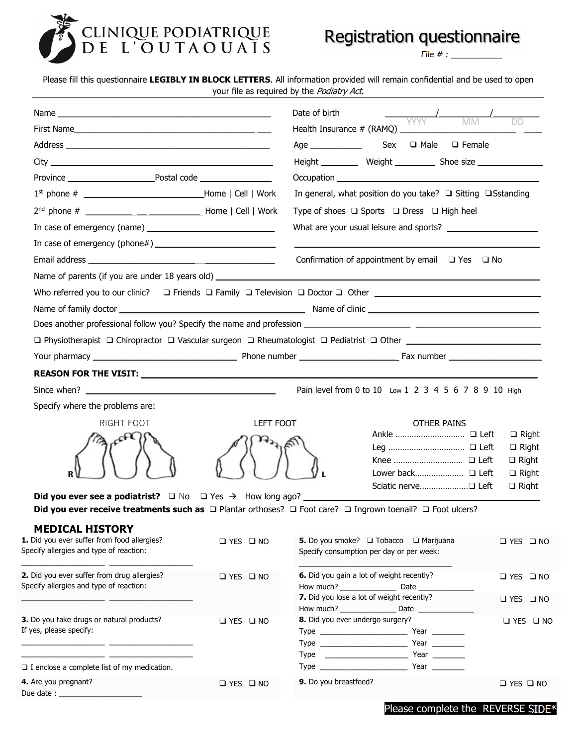CLINIQUE PODIATRIQUE DE L'OUTAOUAIS

# Registration questionnaire

File # : ___________

Please fill this questionnaire **LEGIBLY IN BLOCK LETTERS**. All information provided will remain confidential and be used to open your file as required by the *Podiatry Act.*

Name ______________________________ Date of birth ______ / ______ / ______ (YYYY MM DD)

First Name ______________________________ Health Insurance # (RAMQ) ______________________________

Address ______________________________ Age __________ Sex ❑ Male ❑ Female

City ______________________________ Height ________ Weight ________ Shoe size __________

Province ______________ Postal code ______________ Occupation ______________________________

1st phone # ______________________ Home | Cell | Work In general, what position do you take? ❑ Sitting ❑Sstanding

2nd phone # ______________________ Home | Cell | Work Type of shoes ❑ Sports ❑ Dress ❑ High heel

In case of emergency (name) ______________________ What are your usual leisure and sports? ______________________

In case of emergency (phone#) ______________________ ______________________________

Email address ______________________ Confirmation of appointment by email ❑ Yes ❑ No

Name of parents (if you are under 18 years old) ______________________________

Who referred you to our clinic? ❑ Friends ❑ Family ❑ Television ❑ Doctor ❑ Other ______________________

Name of family doctor ______________________ Name of clinic ______________________

Does another professional follow you? Specify the name and profession ______________________

❑ Physiotherapist ❑ Chiropractor ❑ Vascular surgeon ❑ Rheumatologist ❑ Pediatrist ❑ Other ______________________

Your pharmacy ______________________ Phone number ______________ Fax number ______________

**REASON FOR THE VISIT:** ______________________________

Since when? ______________________ Pain level from 0 to 10 Low 1 2 3 4 5 6 7 8 9 10 High

Specify where the problems are:

RIGHT FOOT (R) LEFT FOOT (L)

OTHER PAINS

| | | |
|---|---|---|
| Ankle ............................ | ❑ Left | ❑ Right |
| Leg ............................... | ❑ Left | ❑ Right |
| Knee ............................. | ❑ Left | ❑ Right |
| Lower back.................... | ❑ Left | ❑ Right |
| Sciatic nerve.................... | ❑ Left | ❑ Right |

**Did you ever see a podiatrist?** ❑ No ❑ Yes → How long ago? ______________________

**Did you ever receive treatments such as** ❑ Plantar orthoses? ❑ Foot care? ❑ Ingrown toenail? ❑ Foot ulcers?

## MEDICAL HISTORY

**1.** Did you ever suffer from food allergies? ❑ YES ❑ NO
Specify allergies and type of reaction:
______________ ______________

**2.** Did you ever suffer from drug allergies? ❑ YES ❑ NO
Specify allergies and type of reaction:
______________ ______________

**3.** Do you take drugs or natural products? ❑ YES ❑ NO
If yes, please specify:
______________ ______________
______________ ______________

❑ I enclose a complete list of my medication.

**4.** Are you pregnant? ❑ YES ❑ NO
Due date : ______________

**5.** Do you smoke? ❑ Tobacco ❑ Marijuana ❑ YES ❑ NO
Specify consumption per day or per week:
______________________

**6.** Did you gain a lot of weight recently? ❑ YES ❑ NO
How much? __________ Date __________

**7.** Did you lose a lot of weight recently? ❑ YES ❑ NO
How much? __________ Date __________

**8.** Did you ever undergo surgery? ❑ YES ❑ NO
Type ______________ Year ________
Type ______________ Year ________
Type ______________ Year ________
Type ______________ Year ________

**9.** Do you breastfeed? ❑ YES ❑ NO

Please complete the REVERSE SIDE*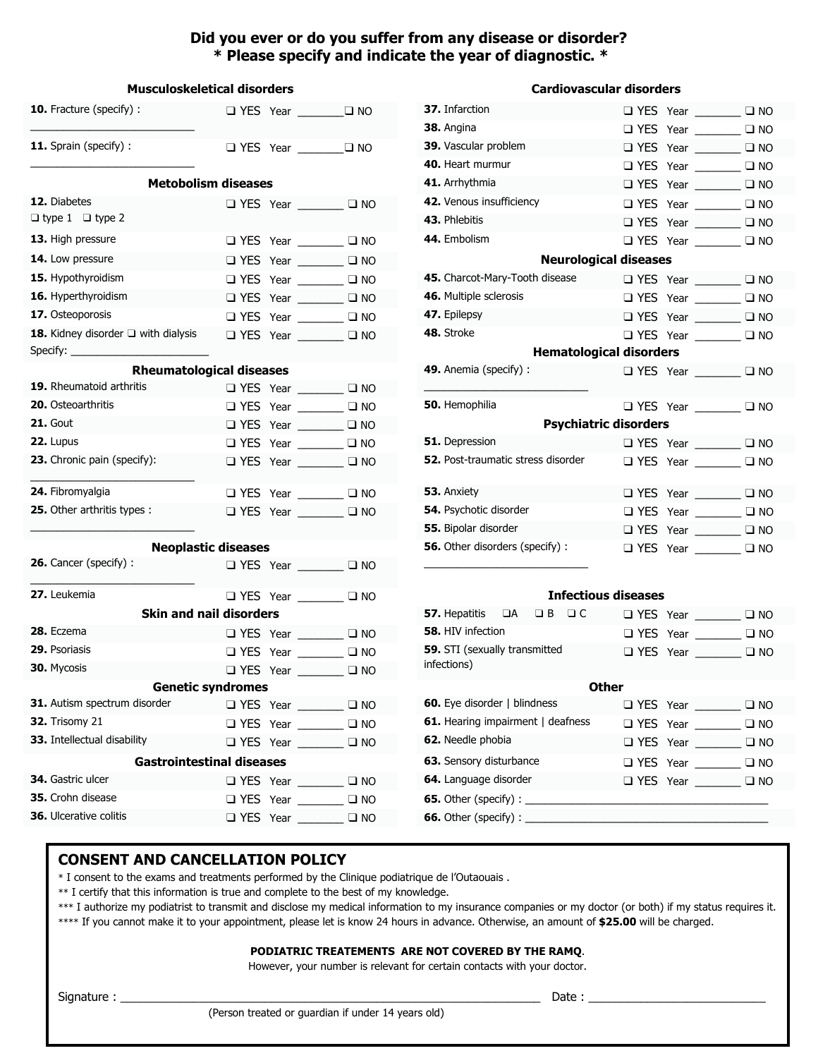## Did you ever or do you suffer from any disease or disorder?
## * Please specify and indicate the year of diagnostic. *

### Musculoskeletal disorders

**10.** Fracture (specify) : ____________________ ❑ YES Year _______ ❑ NO

**11.** Sprain (specify) : ____________________ ❑ YES Year _______ ❑ NO

### Metobolism diseases

**12.** Diabetes ❑ type 1 ❑ type 2 ❑ YES Year _______ ❑ NO

**13.** High pressure ❑ YES Year _______ ❑ NO

**14.** Low pressure ❑ YES Year _______ ❑ NO

**15.** Hypothyroidism ❑ YES Year _______ ❑ NO

**16.** Hyperthyroidism ❑ YES Year _______ ❑ NO

**17.** Osteoporosis ❑ YES Year _______ ❑ NO

**18.** Kidney disorder ❑ with dialysis ❑ YES Year _______ ❑ NO
Specify: ____________________

### Rheumatological diseases

**19.** Rheumatoid arthritis ❑ YES Year _______ ❑ NO

**20.** Osteoarthritis ❑ YES Year _______ ❑ NO

**21.** Gout ❑ YES Year _______ ❑ NO

**22.** Lupus ❑ YES Year _______ ❑ NO

**23.** Chronic pain (specify): ____________________ ❑ YES Year _______ ❑ NO

**24.** Fibromyalgia ❑ YES Year _______ ❑ NO

**25.** Other arthritis types : ____________________ ❑ YES Year _______ ❑ NO

### Neoplastic diseases

**26.** Cancer (specify) : ____________________ ❑ YES Year _______ ❑ NO

**27.** Leukemia ❑ YES Year _______ ❑ NO

### Skin and nail disorders

**28.** Eczema ❑ YES Year _______ ❑ NO

**29.** Psoriasis ❑ YES Year _______ ❑ NO

**30.** Mycosis ❑ YES Year _______ ❑ NO

### Genetic syndromes

**31.** Autism spectrum disorder ❑ YES Year _______ ❑ NO

**32.** Trisomy 21 ❑ YES Year _______ ❑ NO

**33.** Intellectual disability ❑ YES Year _______ ❑ NO

### Gastrointestinal diseases

**34.** Gastric ulcer ❑ YES Year _______ ❑ NO

**35.** Crohn disease ❑ YES Year _______ ❑ NO

**36.** Ulcerative colitis ❑ YES Year _______ ❑ NO

### Cardiovascular disorders

**37.** Infarction ❑ YES Year _______ ❑ NO

**38.** Angina ❑ YES Year _______ ❑ NO

**39.** Vascular problem ❑ YES Year _______ ❑ NO

**40.** Heart murmur ❑ YES Year _______ ❑ NO

**41.** Arrhythmia ❑ YES Year _______ ❑ NO

**42.** Venous insufficiency ❑ YES Year _______ ❑ NO

**43.** Phlebitis ❑ YES Year _______ ❑ NO

**44.** Embolism ❑ YES Year _______ ❑ NO

### Neurological diseases

**45.** Charcot-Mary-Tooth disease ❑ YES Year _______ ❑ NO

**46.** Multiple sclerosis ❑ YES Year _______ ❑ NO

**47.** Epilepsy ❑ YES Year _______ ❑ NO

**48.** Stroke ❑ YES Year _______ ❑ NO

### Hematological disorders

**49.** Anemia (specify) : ____________________ ❑ YES Year _______ ❑ NO

**50.** Hemophilia ❑ YES Year _______ ❑ NO

### Psychiatric disorders

**51.** Depression ❑ YES Year _______ ❑ NO

**52.** Post-traumatic stress disorder ❑ YES Year _______ ❑ NO

**53.** Anxiety ❑ YES Year _______ ❑ NO

**54.** Psychotic disorder ❑ YES Year _______ ❑ NO

**55.** Bipolar disorder ❑ YES Year _______ ❑ NO

**56.** Other disorders (specify) : ____________________ ❑ YES Year _______ ❑ NO

### Infectious diseases

**57.** Hepatitis ❑A ❑ B ❑ C ❑ YES Year _______ ❑ NO

**58.** HIV infection ❑ YES Year _______ ❑ NO

**59.** STI (sexually transmitted infections) ❑ YES Year _______ ❑ NO

### Other

**60.** Eye disorder | blindness ❑ YES Year _______ ❑ NO

**61.** Hearing impairment | deafness ❑ YES Year _______ ❑ NO

**62.** Needle phobia ❑ YES Year _______ ❑ NO

**63.** Sensory disturbance ❑ YES Year _______ ❑ NO

**64.** Language disorder ❑ YES Year _______ ❑ NO

**65.** Other (specify) : ________________________________

**66.** Other (specify) : ________________________________

## CONSENT AND CANCELLATION POLICY

* I consent to the exams and treatments performed by the Clinique podiatrique de l'Outaouais .

** I certify that this information is true and complete to the best of my knowledge.

*** I authorize my podiatrist to transmit and disclose my medical information to my insurance companies or my doctor (or both) if my status requires it.

**** If you cannot make it to your appointment, please let is know 24 hours in advance. Otherwise, an amount of **$25.00** will be charged.

**PODIATRIC TREATEMENTS ARE NOT COVERED BY THE RAMQ**.
However, your number is relevant for certain contacts with your doctor.

Signature : ________________________________ Date : ____________________

(Person treated or guardian if under 14 years old)